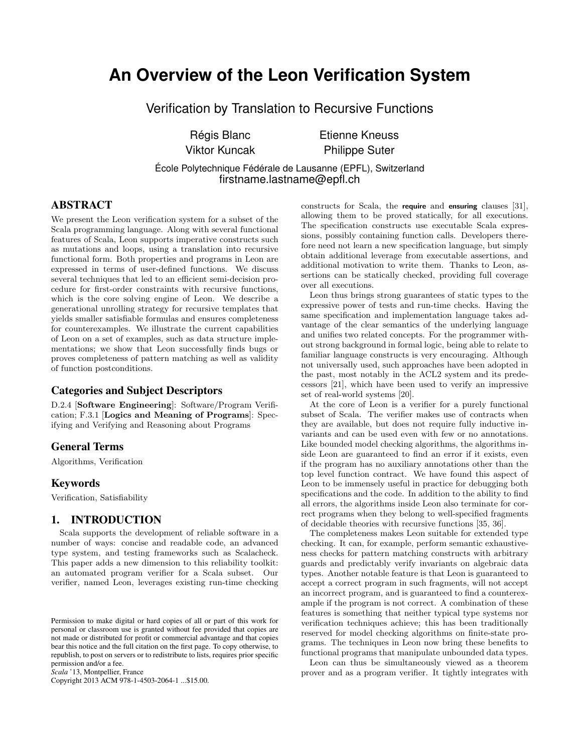# An Overview of the Leon Verification System

## Verification by Translation to Recursive Functions

Régis Blanc, Etienne Kneuss, Viktor Kuncak, Philippe Suter

École Polytechnique Fédérale de Lausanne (EPFL), Switzerland
firstname.lastname@epfl.ch

## ABSTRACT

We present the Leon verification system for a subset of the Scala programming language. Along with several functional features of Scala, Leon supports imperative constructs such as mutations and loops, using a translation into recursive functional form. Both properties and programs in Leon are expressed in terms of user-defined functions. We discuss several techniques that led to an efficient semi-decision procedure for first-order constraints with recursive functions, which is the core solving engine of Leon. We describe a generational unrolling strategy for recursive templates that yields smaller satisfiable formulas and ensures completeness for counterexamples. We illustrate the current capabilities of Leon on a set of examples, such as data structure implementations; we show that Leon successfully finds bugs or proves completeness of pattern matching as well as validity of function postconditions.

### Categories and Subject Descriptors

D.2.4 [**Software Engineering**]: Software/Program Verification; F.3.1 [**Logics and Meaning of Programs**]: Specifying and Verifying and Reasoning about Programs

### General Terms

Algorithms, Verification

### Keywords

Verification, Satisfiability

## 1. INTRODUCTION

Scala supports the development of reliable software in a number of ways: concise and readable code, an advanced type system, and testing frameworks such as Scalacheck. This paper adds a new dimension to this reliability toolkit: an automated program verifier for a Scala subset. Our verifier, named Leon, leverages existing run-time checking constructs for Scala, the **require** and **ensuring** clauses [31], allowing them to be proved statically, for all executions. The specification constructs use executable Scala expressions, possibly containing function calls. Developers therefore need not learn a new specification language, but simply obtain additional leverage from executable assertions, and additional motivation to write them. Thanks to Leon, assertions can be statically checked, providing full coverage over all executions.

Leon thus brings strong guarantees of static types to the expressive power of tests and run-time checks. Having the same specification and implementation language takes advantage of the clear semantics of the underlying language and unifies two related concepts. For the programmer without strong background in formal logic, being able to relate to familiar language constructs is very encouraging. Although not universally used, such approaches have been adopted in the past, most notably in the ACL2 system and its predecessors [21], which have been used to verify an impressive set of real-world systems [20].

At the core of Leon is a verifier for a purely functional subset of Scala. The verifier makes use of contracts when they are available, but does not require fully inductive invariants and can be used even with few or no annotations. Like bounded model checking algorithms, the algorithms inside Leon are guaranteed to find an error if it exists, even if the program has no auxiliary annotations other than the top level function contract. We have found this aspect of Leon to be immensely useful in practice for debugging both specifications and the code. In addition to the ability to find all errors, the algorithms inside Leon also terminate for correct programs when they belong to well-specified fragments of decidable theories with recursive functions [35, 36].

The completeness makes Leon suitable for extended type checking. It can, for example, perform semantic exhaustiveness checks for pattern matching constructs with arbitrary guards and predictably verify invariants on algebraic data types. Another notable feature is that Leon is guaranteed to accept a correct program in such fragments, will not accept an incorrect program, and is guaranteed to find a counterexample if the program is not correct. A combination of these features is something that neither typical type systems nor verification techniques achieve; this has been traditionally reserved for model checking algorithms on finite-state programs. The techniques in Leon now bring these benefits to functional programs that manipulate unbounded data types.

Leon can thus be simultaneously viewed as a theorem prover and as a program verifier. It tightly integrates with

Permission to make digital or hard copies of all or part of this work for personal or classroom use is granted without fee provided that copies are not made or distributed for profit or commercial advantage and that copies bear this notice and the full citation on the first page. To copy otherwise, to republish, to post on servers or to redistribute to lists, requires prior specific permission and/or a fee.
*Scala* '13, Montpellier, France
Copyright 2013 ACM 978-1-4503-2064-1 ...$15.00.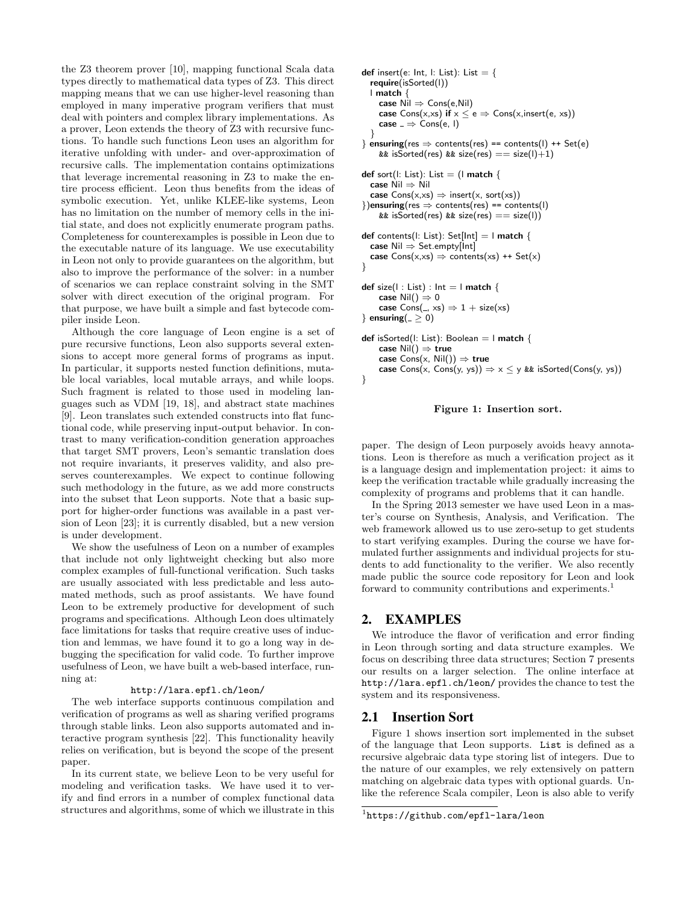the Z3 theorem prover [10], mapping functional Scala data types directly to mathematical data types of Z3. This direct mapping means that we can use higher-level reasoning than employed in many imperative program verifiers that must deal with pointers and complex library implementations. As a prover, Leon extends the theory of Z3 with recursive functions. To handle such functions Leon uses an algorithm for iterative unfolding with under- and over-approximation of recursive calls. The implementation contains optimizations that leverage incremental reasoning in Z3 to make the entire process efficient. Leon thus benefits from the ideas of symbolic execution. Yet, unlike KLEE-like systems, Leon has no limitation on the number of memory cells in the initial state, and does not explicitly enumerate program paths. Completeness for counterexamples is possible in Leon due to the executable nature of its language. We use executability in Leon not only to provide guarantees on the algorithm, but also to improve the performance of the solver: in a number of scenarios we can replace constraint solving in the SMT solver with direct execution of the original program. For that purpose, we have built a simple and fast bytecode compiler inside Leon.

Although the core language of Leon engine is a set of pure recursive functions, Leon also supports several extensions to accept more general forms of programs as input. In particular, it supports nested function definitions, mutable local variables, local mutable arrays, and while loops. Such fragment is related to those used in modeling languages such as VDM [19, 18], and abstract state machines [9]. Leon translates such extended constructs into flat functional code, while preserving input-output behavior. In contrast to many verification-condition generation approaches that target SMT provers, Leon's semantic translation does not require invariants, it preserves validity, and also preserves counterexamples. We expect to continue following such methodology in the future, as we add more constructs into the subset that Leon supports. Note that a basic support for higher-order functions was available in a past version of Leon [23]; it is currently disabled, but a new version is under development.

We show the usefulness of Leon on a number of examples that include not only lightweight checking but also more complex examples of full-functional verification. Such tasks are usually associated with less predictable and less automated methods, such as proof assistants. We have found Leon to be extremely productive for development of such programs and specifications. Although Leon does ultimately face limitations for tasks that require creative uses of induction and lemmas, we have found it to go a long way in debugging the specification for valid code. To further improve usefulness of Leon, we have built a web-based interface, running at:

http://lara.epfl.ch/leon/

The web interface supports continuous compilation and verification of programs as well as sharing verified programs through stable links. Leon also supports automated and interactive program synthesis [22]. This functionality heavily relies on verification, but is beyond the scope of the present paper.

In its current state, we believe Leon to be very useful for modeling and verification tasks. We have used it to verify and find errors in a number of complex functional data structures and algorithms, some of which we illustrate in this paper. The design of Leon purposely avoids heavy annotations. Leon is therefore as much a verification project as it is a language design and implementation project: it aims to keep the verification tractable while gradually increasing the complexity of programs and problems that it can handle.

In the Spring 2013 semester we have used Leon in a master's course on Synthesis, Analysis, and Verification. The web framework allowed us to use zero-setup to get students to start verifying examples. During the course we have formulated further assignments and individual projects for students to add functionality to the verifier. We also recently made public the source code repository for Leon and look forward to community contributions and experiments.[1]

```
def insert(e: Int, l: List): List = {
  require(isSorted(l))
  l match {
    case Nil ⇒ Cons(e,Nil)
    case Cons(x,xs) if x ≤ e ⇒ Cons(x,insert(e, xs))
    case _ ⇒ Cons(e, l)
  }
} ensuring(res ⇒ contents(res) == contents(l) ++ Set(e)
    && isSorted(res) && size(res) == size(l)+1)

def sort(l: List): List = (l match {
  case Nil ⇒ Nil
  case Cons(x,xs) ⇒ insert(x, sort(xs))
})ensuring(res ⇒ contents(res) == contents(l)
    && isSorted(res) && size(res) == size(l))

def contents(l: List): Set[Int] = l match {
  case Nil ⇒ Set.empty[Int]
  case Cons(x,xs) ⇒ contents(xs) ++ Set(x)
}

def size(l : List) : Int = l match {
    case Nil() ⇒ 0
    case Cons(_, xs) ⇒ 1 + size(xs)
} ensuring(_ ≥ 0)

def isSorted(l: List): Boolean = l match {
    case Nil() ⇒ true
    case Cons(x, Nil()) ⇒ true
    case Cons(x, Cons(y, ys)) ⇒ x ≤ y && isSorted(Cons(y, ys))
}
```

**Figure 1: Insertion sort.**

## 2. EXAMPLES

We introduce the flavor of verification and error finding in Leon through sorting and data structure examples. We focus on describing three data structures; Section 7 presents our results on a larger selection. The online interface at http://lara.epfl.ch/leon/ provides the chance to test the system and its responsiveness.

### 2.1 Insertion Sort

Figure 1 shows insertion sort implemented in the subset of the language that Leon supports. `List` is defined as a recursive algebraic data type storing list of integers. Due to the nature of our examples, we rely extensively on pattern matching on algebraic data types with optional guards. Unlike the reference Scala compiler, Leon is also able to verify

[1] https://github.com/epfl-lara/leon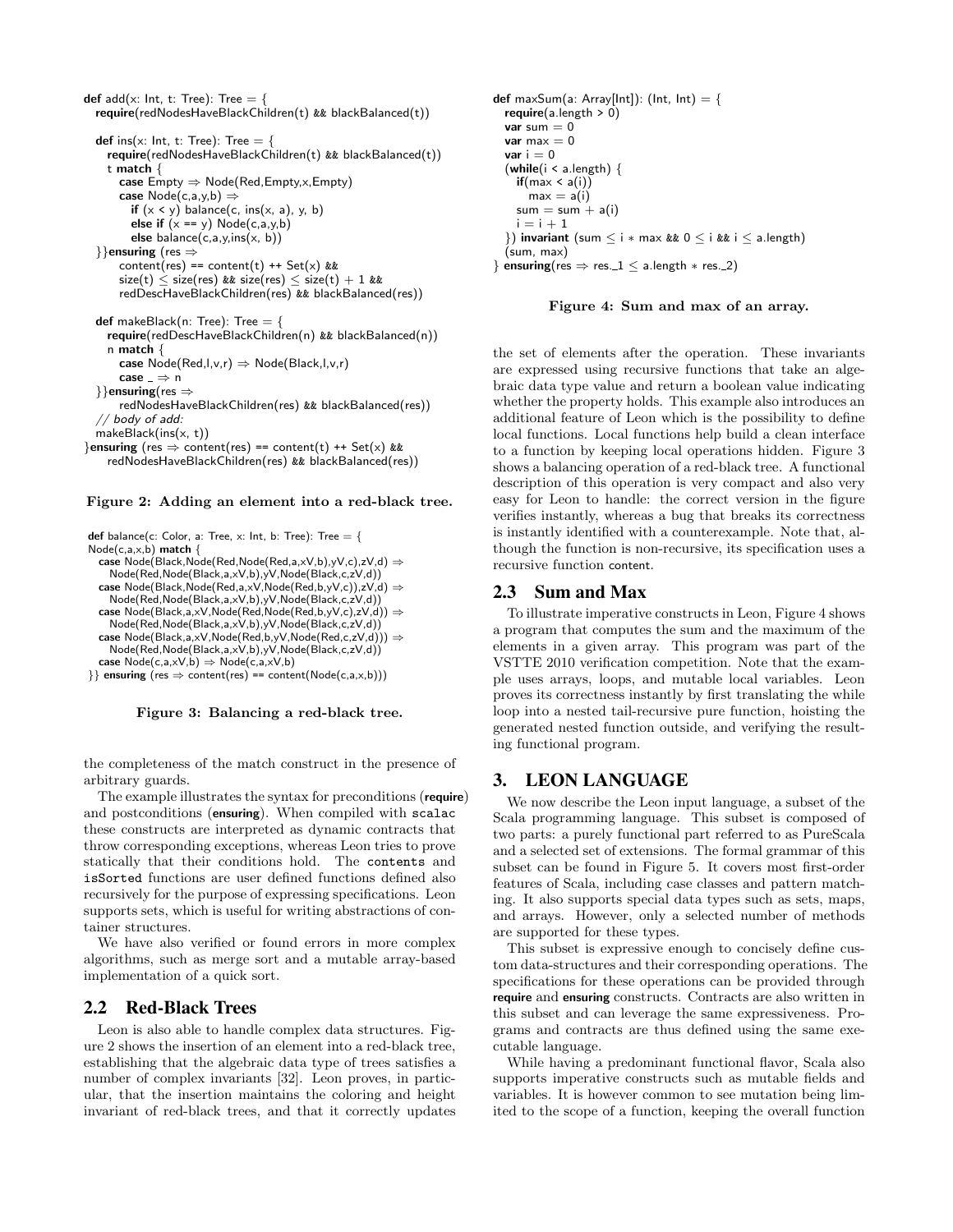```
def add(x: Int, t: Tree): Tree = {
  require(redNodesHaveBlackChildren(t) && blackBalanced(t))

  def ins(x: Int, t: Tree): Tree = {
    require(redNodesHaveBlackChildren(t) && blackBalanced(t))
    t match {
      case Empty ⇒ Node(Red,Empty,x,Empty)
      case Node(c,a,y,b) ⇒
        if (x < y) balance(c, ins(x, a), y, b)
        else if (x == y) Node(c,a,y,b)
        else balance(c,a,y,ins(x, b))
  }}ensuring (res ⇒
      content(res) == content(t) ++ Set(x) &&
      size(t) ≤ size(res) && size(res) ≤ size(t) + 1 &&
      redDescHaveBlackChildren(res) && blackBalanced(res))

  def makeBlack(n: Tree): Tree = {
    require(redDescHaveBlackChildren(n) && blackBalanced(n))
    n match {
      case Node(Red,l,v,r) ⇒ Node(Black,l,v,r)
      case _ ⇒ n
  }}ensuring(res ⇒
      redNodesHaveBlackChildren(res) && blackBalanced(res))
  // body of add:
  makeBlack(ins(x, t))
}ensuring (res ⇒ content(res) == content(t) ++ Set(x) &&
    redNodesHaveBlackChildren(res) && blackBalanced(res))
```

**Figure 2: Adding an element into a red-black tree.**

```
def balance(c: Color, a: Tree, x: Int, b: Tree): Tree = {
Node(c,a,x,b) match {
  case Node(Black,Node(Red,Node(Red,a,xV,b),yV,c),zV,d) ⇒
    Node(Red,Node(Black,a,xV,b),yV,Node(Black,c,zV,d))
  case Node(Black,Node(Red,a,xV,Node(Red,b,yV,c)),zV,d) ⇒
    Node(Red,Node(Black,a,xV,b),yV,Node(Black,c,zV,d))
  case Node(Black,a,xV,Node(Red,Node(Red,b,yV,c),zV,d)) ⇒
    Node(Red,Node(Black,a,xV,b),yV,Node(Black,c,zV,d))
  case Node(Black,a,xV,Node(Red,b,yV,Node(Red,c,zV,d))) ⇒
    Node(Red,Node(Black,a,xV,b),yV,Node(Black,c,zV,d))
  case Node(c,a,xV,b) ⇒ Node(c,a,xV,b)
}} ensuring (res ⇒ content(res) == content(Node(c,a,x,b)))
```

**Figure 3: Balancing a red-black tree.**

the completeness of the match construct in the presence of arbitrary guards.

The example illustrates the syntax for preconditions (**require**) and postconditions (**ensuring**). When compiled with `scalac` these constructs are interpreted as dynamic contracts that throw corresponding exceptions, whereas Leon tries to prove statically that their conditions hold. The `contents` and `isSorted` functions are user defined functions defined also recursively for the purpose of expressing specifications. Leon supports sets, which is useful for writing abstractions of container structures.

We have also verified or found errors in more complex algorithms, such as merge sort and a mutable array-based implementation of a quick sort.

## 2.2 Red-Black Trees

Leon is also able to handle complex data structures. Figure 2 shows the insertion of an element into a red-black tree, establishing that the algebraic data type of trees satisfies a number of complex invariants [32]. Leon proves, in particular, that the insertion maintains the coloring and height invariant of red-black trees, and that it correctly updates the set of elements after the operation. These invariants are expressed using recursive functions that take an algebraic data type value and return a boolean value indicating whether the property holds. This example also introduces an additional feature of Leon which is the possibility to define local functions. Local functions help build a clean interface to a function by keeping local operations hidden. Figure 3 shows a balancing operation of a red-black tree. A functional description of this operation is very compact and also very easy for Leon to handle: the correct version in the figure verifies instantly, whereas a bug that breaks its correctness is instantly identified with a counterexample. Note that, although the function is non-recursive, its specification uses a recursive function `content`.

```
def maxSum(a: Array[Int]): (Int, Int) = {
  require(a.length > 0)
  var sum = 0
  var max = 0
  var i = 0
  (while(i < a.length) {
    if(max < a(i))
      max = a(i)
    sum = sum + a(i)
    i = i + 1
  }) invariant (sum ≤ i ∗ max && 0 ≤ i && i ≤ a.length)
  (sum, max)
} ensuring(res ⇒ res._1 ≤ a.length ∗ res._2)
```

**Figure 4: Sum and max of an array.**

## 2.3 Sum and Max

To illustrate imperative constructs in Leon, Figure 4 shows a program that computes the sum and the maximum of the elements in a given array. This program was part of the VSTTE 2010 verification competition. Note that the example uses arrays, loops, and mutable local variables. Leon proves its correctness instantly by first translating the while loop into a nested tail-recursive pure function, hoisting the generated nested function outside, and verifying the resulting functional program.

# 3. LEON LANGUAGE

We now describe the Leon input language, a subset of the Scala programming language. This subset is composed of two parts: a purely functional part referred to as PureScala and a selected set of extensions. The formal grammar of this subset can be found in Figure 5. It covers most first-order features of Scala, including case classes and pattern matching. It also supports special data types such as sets, maps, and arrays. However, only a selected number of methods are supported for these types.

This subset is expressive enough to concisely define custom data-structures and their corresponding operations. The specifications for these operations can be provided through **require** and **ensuring** constructs. Contracts are also written in this subset and can leverage the same expressiveness. Programs and contracts are thus defined using the same executable language.

While having a predominant functional flavor, Scala also supports imperative constructs such as mutable fields and variables. It is however common to see mutation being limited to the scope of a function, keeping the overall function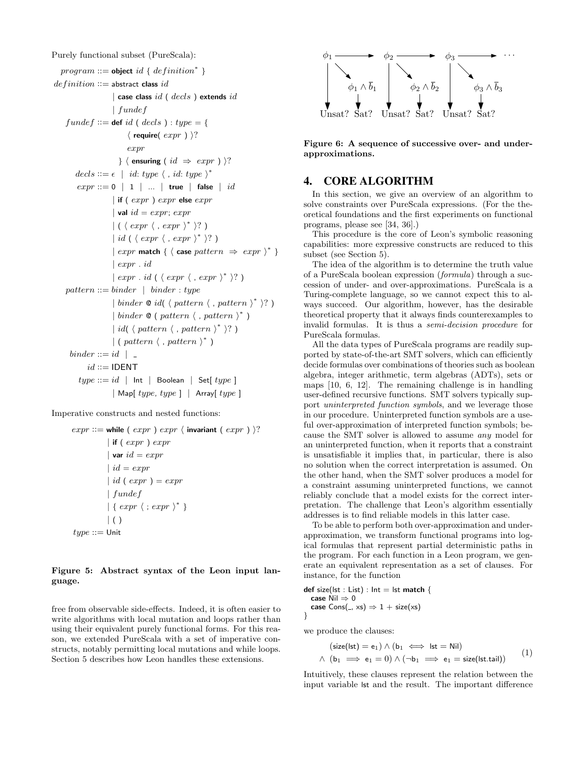Purely functional subset (PureScala):

$$
\begin{aligned}
program &::= \textbf{object } id \ \{ \ definition^* \ \} \\
definition &::= \textsf{abstract } \textbf{class } id \\
&\quad | \ \textbf{case class } id \ ( \ decls \ ) \ \textbf{extends } id \\
&\quad | \ fundef \\
fundef &::= \textbf{def } id \ ( \ decls \ ) : type = \{ \\
&\qquad \langle \ \textbf{require}( \ expr \ ) \ \rangle ? \\
&\qquad expr \\
&\quad \} \ \langle \ \textbf{ensuring} \ ( \ id \ \Rightarrow \ expr \ ) \ \rangle ? \\
decls &::= \epsilon \ | \ id \text{: } type \ \langle \ , \ id \text{: } type \ \rangle^* \\
expr &::= 0 \ | \ 1 \ | \ \ldots \ | \ \textbf{true} \ | \ \textbf{false} \ | \ id \\
&\quad | \ \textbf{if} \ ( \ expr \ ) \ expr \ \textbf{else} \ expr \\
&\quad | \ \textbf{val} \ id = expr; \ expr \\
&\quad | \ ( \ \langle \ expr \ \langle \ , \ expr \ \rangle^* \ \rangle ? \ ) \\
&\quad | \ id \ ( \ \langle \ expr \ \langle \ , \ expr \ \rangle^* \ \rangle ? \ ) \\
&\quad | \ expr \ \textbf{match} \ \{ \ \langle \ \textbf{case} \ pattern \ \Rightarrow \ expr \ \rangle^* \ \} \\
&\quad | \ expr \ . \ id \\
&\quad | \ expr \ . \ id \ ( \ \langle \ expr \ \langle \ , \ expr \ \rangle^* \ \rangle ? \ ) \\
pattern &::= binder \ | \ binder : type \\
&\quad | \ binder \ @ \ id( \ \langle \ pattern \ \langle \ , \ pattern \ \rangle^* \ \rangle ? \ ) \\
&\quad | \ binder \ @ \ ( \ pattern \ \langle \ , \ pattern \ \rangle^* \ ) \\
&\quad | \ id( \ \langle \ pattern \ \langle \ , \ pattern \ \rangle^* \ \rangle ? \ ) \\
&\quad | \ ( \ pattern \ \langle \ , \ pattern \ \rangle^* \ ) \\
binder &::= id \ | \ \_ \\
id &::= \textsf{IDENT} \\
type &::= id \ | \ \textsf{Int} \ | \ \textsf{Boolean} \ | \ \textsf{Set}[ \ type \ ] \\
&\quad | \ \textsf{Map}[ \ type, \ type \ ] \ | \ \textsf{Array}[ \ type \ ]
\end{aligned}
$$

Imperative constructs and nested functions:

$$
\begin{aligned}
expr &::= \textbf{while} \ ( \ expr \ ) \ expr \ \langle \ \textbf{invariant} \ ( \ expr \ ) \ \rangle ? \\
&\quad | \ \textbf{if} \ ( \ expr \ ) \ expr \\
&\quad | \ \textbf{var} \ id = expr \\
&\quad | \ id = expr \\
&\quad | \ id \ ( \ expr \ ) = expr \\
&\quad | \ fundef \\
&\quad | \ \{ \ expr \ \langle \ ; \ expr \ \rangle^* \ \} \\
&\quad | \ ( \ ) \\
type &::= \textsf{Unit}
\end{aligned}
$$

**Figure 5: Abstract syntax of the Leon input language.**

free from observable side-effects. Indeed, it is often easier to write algorithms with local mutation and loops rather than using their equivalent purely functional forms. For this reason, we extended PureScala with a set of imperative constructs, notably permitting local mutations and while loops. Section 5 describes how Leon handles these extensions.

$$
\begin{array}{ccccccc}
\phi_1 & \longrightarrow & \phi_2 & \longrightarrow & \phi_3 & \longrightarrow & \cdots \\
\downarrow \quad \searrow & & \downarrow \quad \searrow & & \downarrow \quad \searrow & & \\
\quad \phi_1 \wedge \overline{b}_1 & & \quad \phi_2 \wedge \overline{b}_2 & & \quad \phi_3 \wedge \overline{b}_3 & & \\
\text{Unsat? Sat?} & & \text{Unsat? Sat?} & & \text{Unsat? Sat?} & &
\end{array}
$$

**Figure 6: A sequence of successive over- and under-approximations.**

# 4. CORE ALGORITHM

In this section, we give an overview of an algorithm to solve constraints over PureScala expressions. (For the theoretical foundations and the first experiments on functional programs, please see [34, 36].)

This procedure is the core of Leon's symbolic reasoning capabilities: more expressive constructs are reduced to this subset (see Section 5).

The idea of the algorithm is to determine the truth value of a PureScala boolean expression (*formula*) through a succession of under- and over-approximations. PureScala is a Turing-complete language, so we cannot expect this to always succeed. Our algorithm, however, has the desirable theoretical property that it always finds counterexamples to invalid formulas. It is thus a *semi-decision procedure* for PureScala formulas.

All the data types of PureScala programs are readily supported by state-of-the-art SMT solvers, which can efficiently decide formulas over combinations of theories such as boolean algebra, integer arithmetic, term algebras (ADTs), sets or maps [10, 6, 12]. The remaining challenge is in handling user-defined recursive functions. SMT solvers typically support *uninterpreted function symbols*, and we leverage those in our procedure. Uninterpreted function symbols are a useful over-approximation of interpreted function symbols; because the SMT solver is allowed to assume *any* model for an uninterpreted function, when it reports that a constraint is unsatisfiable it implies that, in particular, there is also no solution when the correct interpretation is assumed. On the other hand, when the SMT solver produces a model for a constraint assuming uninterpreted functions, we cannot reliably conclude that a model exists for the correct interpretation. The challenge that Leon's algorithm essentially addresses is to find reliable models in this latter case.

To be able to perform both over-approximation and under-approximation, we transform functional programs into logical formulas that represent partial deterministic paths in the program. For each function in a Leon program, we generate an equivalent representation as a set of clauses. For instance, for the function

```
def size(lst : List) : Int = lst match {
  case Nil ⇒ 0
  case Cons(_, xs) ⇒ 1 + size(xs)
}
```

we produce the clauses:

$$
\begin{aligned}
&(\mathsf{size}(\mathsf{lst}) = \mathsf{e}_1) \wedge (\mathsf{b}_1 \iff \mathsf{lst} = \mathsf{Nil}) \\
\wedge \ &(\mathsf{b}_1 \implies \mathsf{e}_1 = 0) \wedge (\neg \mathsf{b}_1 \implies \mathsf{e}_1 = \mathsf{size}(\mathsf{lst.tail}))
\end{aligned}
\tag{1}
$$

Intuitively, these clauses represent the relation between the input variable lst and the result. The important difference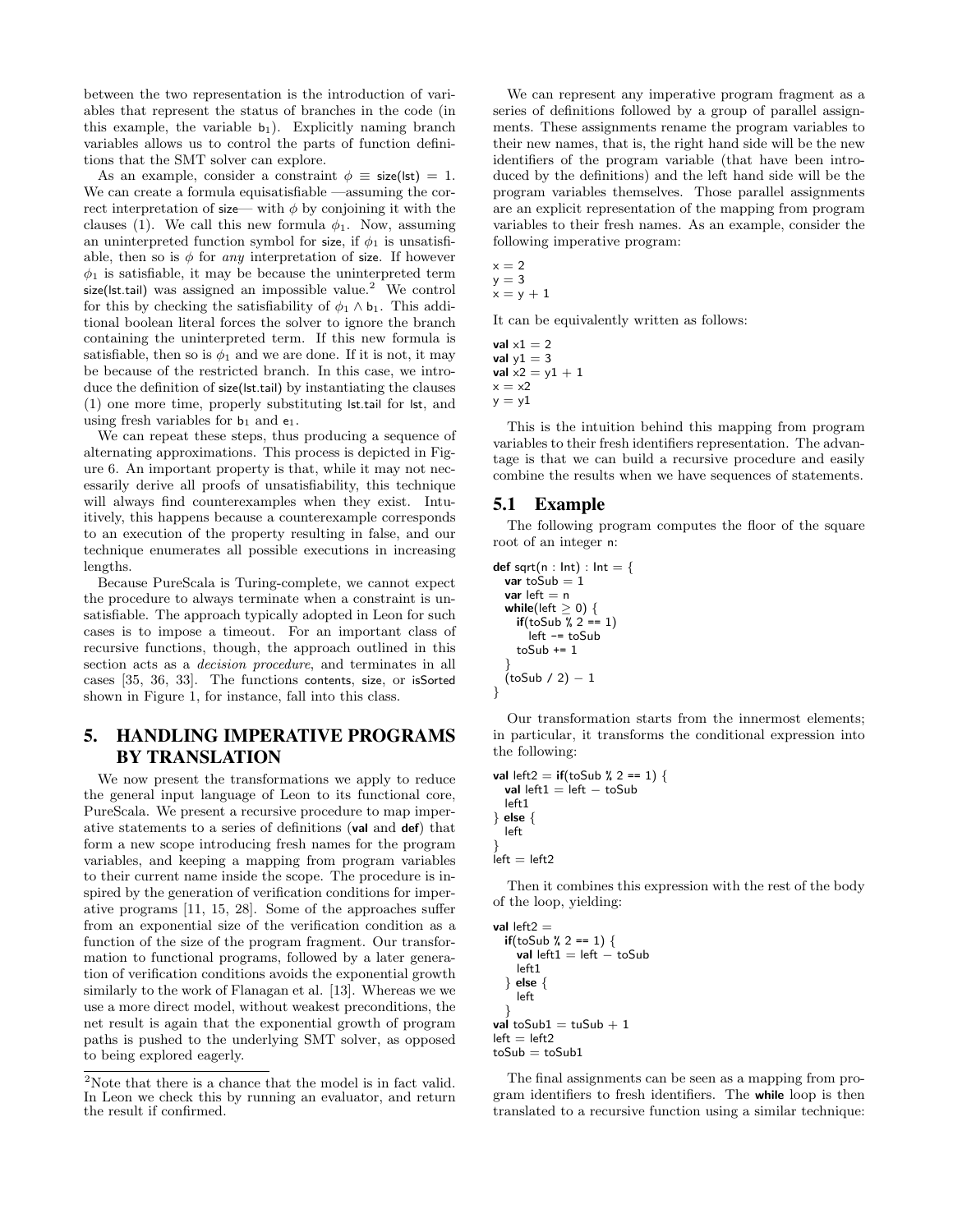between the two representation is the introduction of variables that represent the status of branches in the code (in this example, the variable $b_1$). Explicitly naming branch variables allows us to control the parts of function definitions that the SMT solver can explore.

As an example, consider a constraint $\phi \equiv \mathsf{size}(\mathsf{lst}) = 1$. We can create a formula equisatisfiable —assuming the correct interpretation of size— with $\phi$ by conjoining it with the clauses (1). We call this new formula $\phi_1$. Now, assuming an uninterpreted function symbol for size, if $\phi_1$ is unsatisfiable, then so is $\phi$ for *any* interpretation of size. If however $\phi_1$ is satisfiable, it may be because the uninterpreted term size(lst.tail) was assigned an impossible value.[2] We control for this by checking the satisfiability of $\phi_1 \wedge b_1$. This additional boolean literal forces the solver to ignore the branch containing the uninterpreted term. If this new formula is satisfiable, then so is $\phi_1$ and we are done. If it is not, it may be because of the restricted branch. In this case, we introduce the definition of size(lst.tail) by instantiating the clauses (1) one more time, properly substituting lst.tail for lst, and using fresh variables for $b_1$ and $e_1$.

We can repeat these steps, thus producing a sequence of alternating approximations. This process is depicted in Figure 6. An important property is that, while it may not necessarily derive all proofs of unsatisfiability, this technique will always find counterexamples when they exist. Intuitively, this happens because a counterexample corresponds to an execution of the property resulting in false, and our technique enumerates all possible executions in increasing lengths.

Because PureScala is Turing-complete, we cannot expect the procedure to always terminate when a constraint is unsatisfiable. The approach typically adopted in Leon for such cases is to impose a timeout. For an important class of recursive functions, though, the approach outlined in this section acts as a *decision procedure*, and terminates in all cases [35, 36, 33]. The functions contents, size, or isSorted shown in Figure 1, for instance, fall into this class.

# 5. HANDLING IMPERATIVE PROGRAMS BY TRANSLATION

We now present the transformations we apply to reduce the general input language of Leon to its functional core, PureScala. We present a recursive procedure to map imperative statements to a series of definitions (**val** and **def**) that form a new scope introducing fresh names for the program variables, and keeping a mapping from program variables to their current name inside the scope. The procedure is inspired by the generation of verification conditions for imperative programs [11, 15, 28]. Some of the approaches suffer from an exponential size of the verification condition as a function of the size of the program fragment. Our transformation to functional programs, followed by a later generation of verification conditions avoids the exponential growth similarly to the work of Flanagan et al. [13]. Whereas we we use a more direct model, without weakest preconditions, the net result is again that the exponential growth of program paths is pushed to the underlying SMT solver, as opposed to being explored eagerly.

[2]Note that there is a chance that the model is in fact valid. In Leon we check this by running an evaluator, and return the result if confirmed.

We can represent any imperative program fragment as a series of definitions followed by a group of parallel assignments. These assignments rename the program variables to their new names, that is, the right hand side will be the new identifiers of the program variable (that have been introduced by the definitions) and the left hand side will be the program variables themselves. Those parallel assignments are an explicit representation of the mapping from program variables to their fresh names. As an example, consider the following imperative program:

```
x = 2
y = 3
x = y + 1
```

It can be equivalently written as follows:

```
val x1 = 2
val y1 = 3
val x2 = y1 + 1
x = x2
y = y1
```

This is the intuition behind this mapping from program variables to their fresh identifiers representation. The advantage is that we can build a recursive procedure and easily combine the results when we have sequences of statements.

## 5.1 Example

The following program computes the floor of the square root of an integer n:

```
def sqrt(n : Int) : Int = {
  var toSub = 1
  var left = n
  while(left ≥ 0) {
    if(toSub % 2 == 1)
      left -= toSub
    toSub += 1
  }
  (toSub / 2) − 1
}
```

Our transformation starts from the innermost elements; in particular, it transforms the conditional expression into the following:

```
val left2 = if(toSub % 2 == 1) {
  val left1 = left − toSub
  left1
} else {
  left
}
left = left2
```

Then it combines this expression with the rest of the body of the loop, yielding:

```
val left2 =
  if(toSub % 2 == 1) {
    val left1 = left − toSub
    left1
  } else {
    left
  }
val toSub1 = tuSub + 1
left = left2
toSub = toSub1
```

The final assignments can be seen as a mapping from program identifiers to fresh identifiers. The **while** loop is then translated to a recursive function using a similar technique: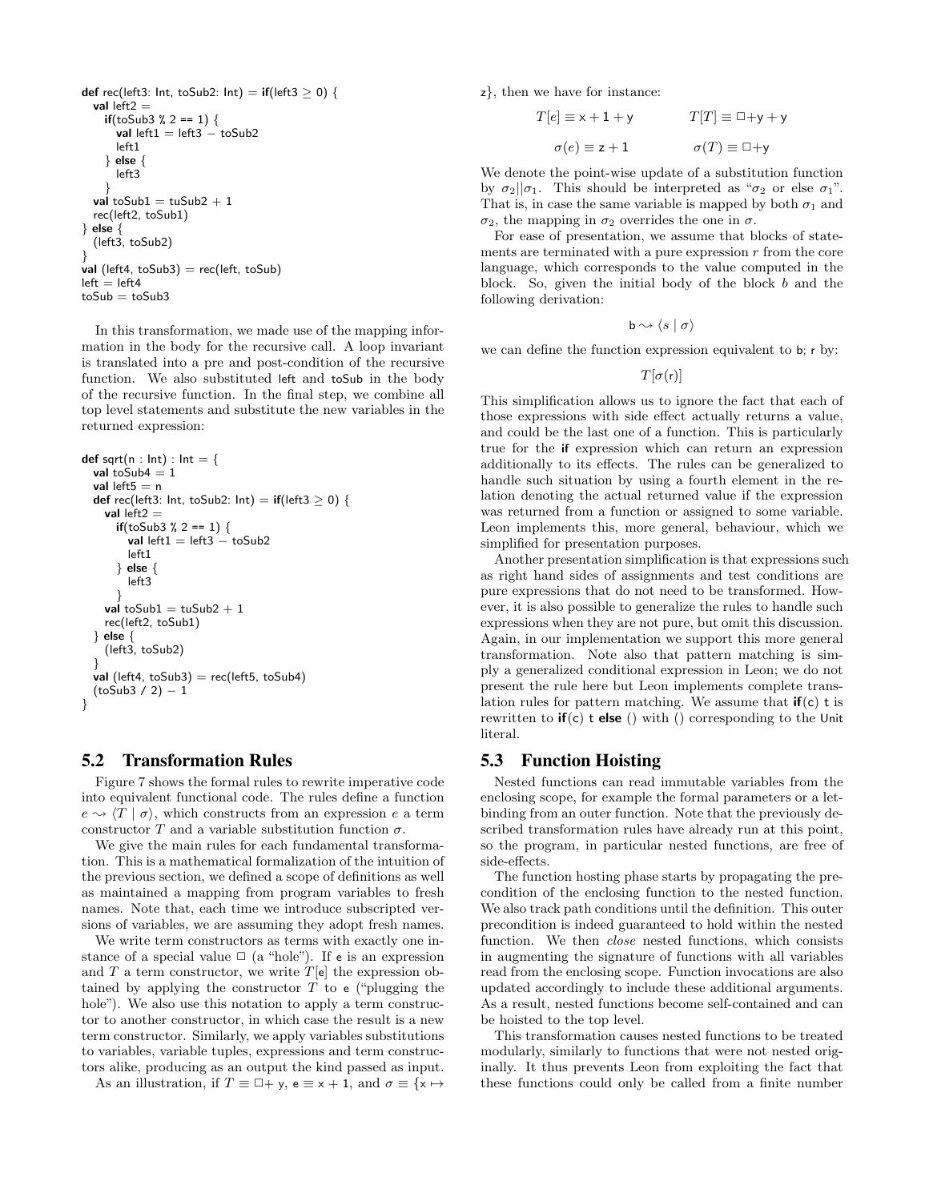```
def rec(left3: Int, toSub2: Int) = if(left3 ≥ 0) {
  val left2 =
    if(toSub3 % 2 == 1) {
      val left1 = left3 − toSub2
      left1
    } else {
      left3
    }
  val toSub1 = tuSub2 + 1
  rec(left2, toSub1)
} else {
  (left3, toSub2)
}
val (left4, toSub3) = rec(left, toSub)
left = left4
toSub = toSub3
```

In this transformation, we made use of the mapping information in the body for the recursive call. A loop invariant is translated into a pre and post-condition of the recursive function. We also substituted left and toSub in the body of the recursive function. In the final step, we combine all top level statements and substitute the new variables in the returned expression:

```
def sqrt(n : Int) : Int = {
  val toSub4 = 1
  val left5 = n
  def rec(left3: Int, toSub2: Int) = if(left3 ≥ 0) {
    val left2 =
      if(toSub3 % 2 == 1) {
        val left1 = left3 − toSub2
        left1
      } else {
        left3
      }
    val toSub1 = tuSub2 + 1
    rec(left2, toSub1)
  } else {
    (left3, toSub2)
  }
  val (left4, toSub3) = rec(left5, toSub4)
  (toSub3 / 2) − 1
}
```

## 5.2 Transformation Rules

Figure 7 shows the formal rules to rewrite imperative code into equivalent functional code. The rules define a function $e \rightsquigarrow \langle T \mid \sigma \rangle$, which constructs from an expression $e$ a term constructor $T$ and a variable substitution function $\sigma$.

We give the main rules for each fundamental transformation. This is a mathematical formalization of the intuition of the previous section, we defined a scope of definitions as well as maintained a mapping from program variables to fresh names. Note that, each time we introduce subscripted versions of variables, we are assuming they adopt fresh names.

We write term constructors as terms with exactly one instance of a special value $\Box$ (a "hole"). If e is an expression and $T$ a term constructor, we write $T[\mathsf{e}]$ the expression obtained by applying the constructor $T$ to e ("plugging the hole"). We also use this notation to apply a term constructor to another constructor, in which case the result is a new term constructor. Similarly, we apply variables substitutions to variables, variable tuples, expressions and term constructors alike, producing as an output the kind passed as input.

As an illustration, if $T \equiv \Box + \mathsf{y}$, $\mathsf{e} \equiv \mathsf{x} + 1$, and $\sigma \equiv \{\mathsf{x} \mapsto \mathsf{z}\}$, then we have for instance:

$$T[e] \equiv \mathsf{x} + 1 + \mathsf{y} \qquad T[T] \equiv \Box + \mathsf{y} + \mathsf{y}$$

$$\sigma(e) \equiv \mathsf{z} + 1 \qquad \sigma(T) \equiv \Box + \mathsf{y}$$

We denote the point-wise update of a substitution function by $\sigma_2 || \sigma_1$. This should be interpreted as "$\sigma_2$ or else $\sigma_1$". That is, in case the same variable is mapped by both $\sigma_1$ and $\sigma_2$, the mapping in $\sigma_2$ overrides the one in $\sigma$.

For ease of presentation, we assume that blocks of statements are terminated with a pure expression $r$ from the core language, which corresponds to the value computed in the block. So, given the initial body of the block $b$ and the following derivation:

$$\mathsf{b} \rightsquigarrow \langle s \mid \sigma \rangle$$

we can define the function expression equivalent to b; r by:

$$T[\sigma(\mathsf{r})]$$

This simplification allows us to ignore the fact that each of those expressions with side effect actually returns a value, and could be the last one of a function. This is particularly true for the **if** expression which can return an expression additionally to its effects. The rules can be generalized to handle such situation by using a fourth element in the relation denoting the actual returned value if the expression was returned from a function or assigned to some variable. Leon implements this, more general, behaviour, which we simplified for presentation purposes.

Another presentation simplification is that expressions such as right hand sides of assignments and test conditions are pure expressions that do not need to be transformed. However, it is also possible to generalize the rules to handle such expressions when they are not pure, but omit this discussion. Again, in our implementation we support this more general transformation. Note also that pattern matching is simply a generalized conditional expression in Leon; we do not present the rule here but Leon implements complete translation rules for pattern matching. We assume that **if**(c) t is rewritten to **if**(c) t **else** () with () corresponding to the Unit literal.

## 5.3 Function Hoisting

Nested functions can read immutable variables from the enclosing scope, for example the formal parameters or a let-binding from an outer function. Note that the previously described transformation rules have already run at this point, so the program, in particular nested functions, are free of side-effects.

The function hosting phase starts by propagating the precondition of the enclosing function to the nested function. We also track path conditions until the definition. This outer precondition is indeed guaranteed to hold within the nested function. We then *close* nested functions, which consists in augmenting the signature of functions with all variables read from the enclosing scope. Function invocations are also updated accordingly to include these additional arguments. As a result, nested functions become self-contained and can be hoisted to the top level.

This transformation causes nested functions to be treated modularly, similarly to functions that were not nested originally. It thus prevents Leon from exploiting the fact that these functions could only be called from a finite number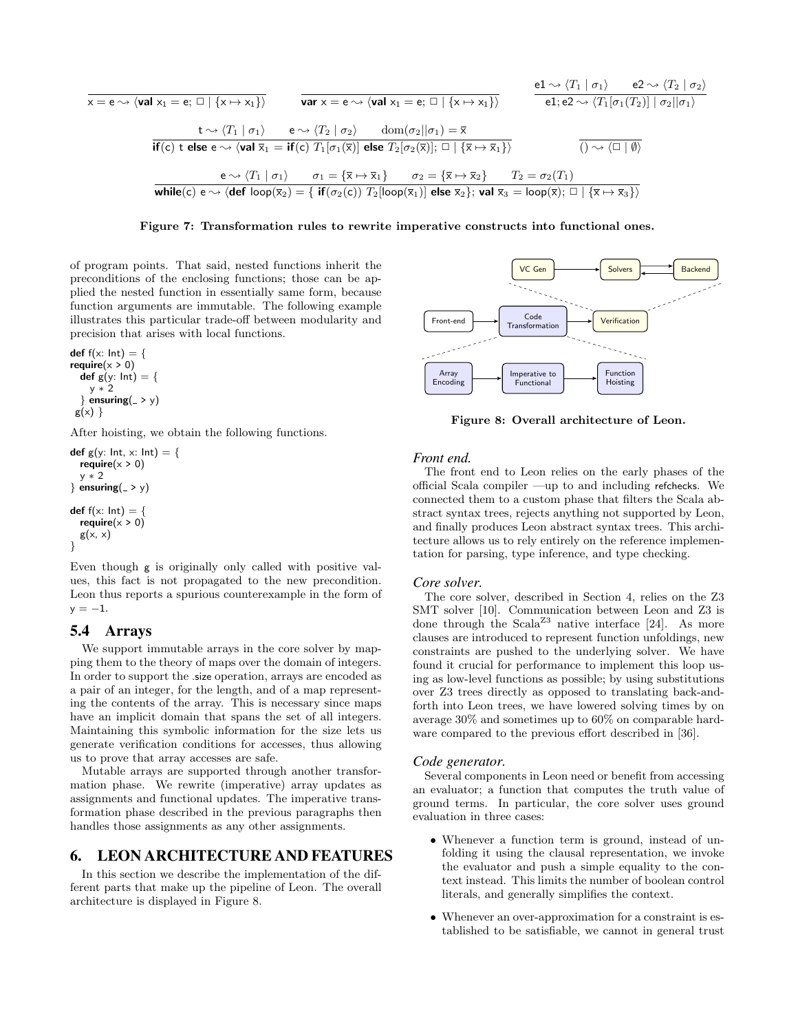$$\frac{}{\mathsf{x = e} \leadsto \langle \textbf{val}\ \mathsf{x_1 = e;}\ \square \mid \{\mathsf{x} \mapsto \mathsf{x_1}\}\rangle} \qquad \frac{}{\textbf{var}\ \mathsf{x = e} \leadsto \langle \textbf{val}\ \mathsf{x_1 = e;}\ \square \mid \{\mathsf{x} \mapsto \mathsf{x_1}\}\rangle} \qquad \frac{\mathsf{e1} \leadsto \langle T_1 \mid \sigma_1 \rangle \qquad \mathsf{e2} \leadsto \langle T_2 \mid \sigma_2 \rangle}{\mathsf{e1; e2} \leadsto \langle T_1[\sigma_1(T_2)] \mid \sigma_2 || \sigma_1 \rangle}$$

$$\frac{\mathsf{t} \leadsto \langle T_1 \mid \sigma_1 \rangle \qquad \mathsf{e} \leadsto \langle T_2 \mid \sigma_2 \rangle \qquad \mathrm{dom}(\sigma_2 || \sigma_1) = \overline{\mathsf{x}}}{\textbf{if}(\mathsf{c})\ \mathsf{t}\ \textbf{else}\ \mathsf{e} \leadsto \langle \textbf{val}\ \overline{\mathsf{x}}_1 = \textbf{if}(\mathsf{c})\ T_1[\sigma_1(\overline{\mathsf{x}})]\ \textbf{else}\ T_2[\sigma_2(\overline{\mathsf{x}})];\ \square \mid \{\overline{\mathsf{x}} \mapsto \overline{\mathsf{x}}_1\}\rangle} \qquad \frac{}{() \leadsto \langle \square \mid \emptyset \rangle}$$

$$\frac{\mathsf{e} \leadsto \langle T_1 \mid \sigma_1 \rangle \qquad \sigma_1 = \{\overline{\mathsf{x}} \mapsto \overline{\mathsf{x}}_1\} \qquad \sigma_2 = \{\overline{\mathsf{x}} \mapsto \overline{\mathsf{x}}_2\} \qquad T_2 = \sigma_2(T_1)}{\textbf{while}(\mathsf{c})\ \mathsf{e} \leadsto \langle \textbf{def}\ \mathsf{loop}(\overline{\mathsf{x}}_2) = \{\ \textbf{if}(\sigma_2(\mathsf{c}))\ T_2[\mathsf{loop}(\overline{\mathsf{x}}_1)]\ \textbf{else}\ \overline{\mathsf{x}}_2\};\ \textbf{val}\ \overline{\mathsf{x}}_3 = \mathsf{loop}(\overline{\mathsf{x}});\ \square \mid \{\overline{\mathsf{x}} \mapsto \overline{\mathsf{x}}_3\}\rangle}$$

**Figure 7: Transformation rules to rewrite imperative constructs into functional ones.**

of program points. That said, nested functions inherit the preconditions of the enclosing functions; those can be applied the nested function in essentially same form, because function arguments are immutable. The following example illustrates this particular trade-off between modularity and precision that arises with local functions.

```
def f(x: Int) = {
require(x > 0)
  def g(y: Int) = {
    y * 2
  } ensuring(_ > y)
 g(x) }
```

After hoisting, we obtain the following functions.

```
def g(y: Int, x: Int) = {
  require(x > 0)
  y * 2
} ensuring(_ > y)

def f(x: Int) = {
  require(x > 0)
  g(x, x)
}
```

Even though g is originally only called with positive values, this fact is not propagated to the new precondition. Leon thus reports a spurious counterexample in the form of $y = -1$.

## 5.4 Arrays

We support immutable arrays in the core solver by mapping them to the theory of maps over the domain of integers. In order to support the .size operation, arrays are encoded as a pair of an integer, for the length, and of a map representing the contents of the array. This is necessary since maps have an implicit domain that spans the set of all integers. Maintaining this symbolic information for the size lets us generate verification conditions for accesses, thus allowing us to prove that array accesses are safe.

Mutable arrays are supported through another transformation phase. We rewrite (imperative) array updates as assignments and functional updates. The imperative transformation phase described in the previous paragraphs then handles those assignments as any other assignments.

# 6. LEON ARCHITECTURE AND FEATURES

In this section we describe the implementation of the different parts that make up the pipeline of Leon. The overall architecture is displayed in Figure 8.

**Figure 8: Overall architecture of Leon.**

### *Front end.*

The front end to Leon relies on the early phases of the official Scala compiler —up to and including refchecks. We connected them to a custom phase that filters the Scala abstract syntax trees, rejects anything not supported by Leon, and finally produces Leon abstract syntax trees. This architecture allows us to rely entirely on the reference implementation for parsing, type inference, and type checking.

### *Core solver.*

The core solver, described in Section 4, relies on the Z3 SMT solver [10]. Communication between Leon and Z3 is done through the Scala$^{Z3}$ native interface [24]. As more clauses are introduced to represent function unfoldings, new constraints are pushed to the underlying solver. We have found it crucial for performance to implement this loop using as low-level functions as possible; by using substitutions over Z3 trees directly as opposed to translating back-and-forth into Leon trees, we have lowered solving times by on average 30% and sometimes up to 60% on comparable hardware compared to the previous effort described in [36].

### *Code generator.*

Several components in Leon need or benefit from accessing an evaluator; a function that computes the truth value of ground terms. In particular, the core solver uses ground evaluation in three cases:

- Whenever a function term is ground, instead of unfolding it using the clausal representation, we invoke the evaluator and push a simple equality to the context instead. This limits the number of boolean control literals, and generally simplifies the context.
- Whenever an over-approximation for a constraint is established to be satisfiable, we cannot in general trust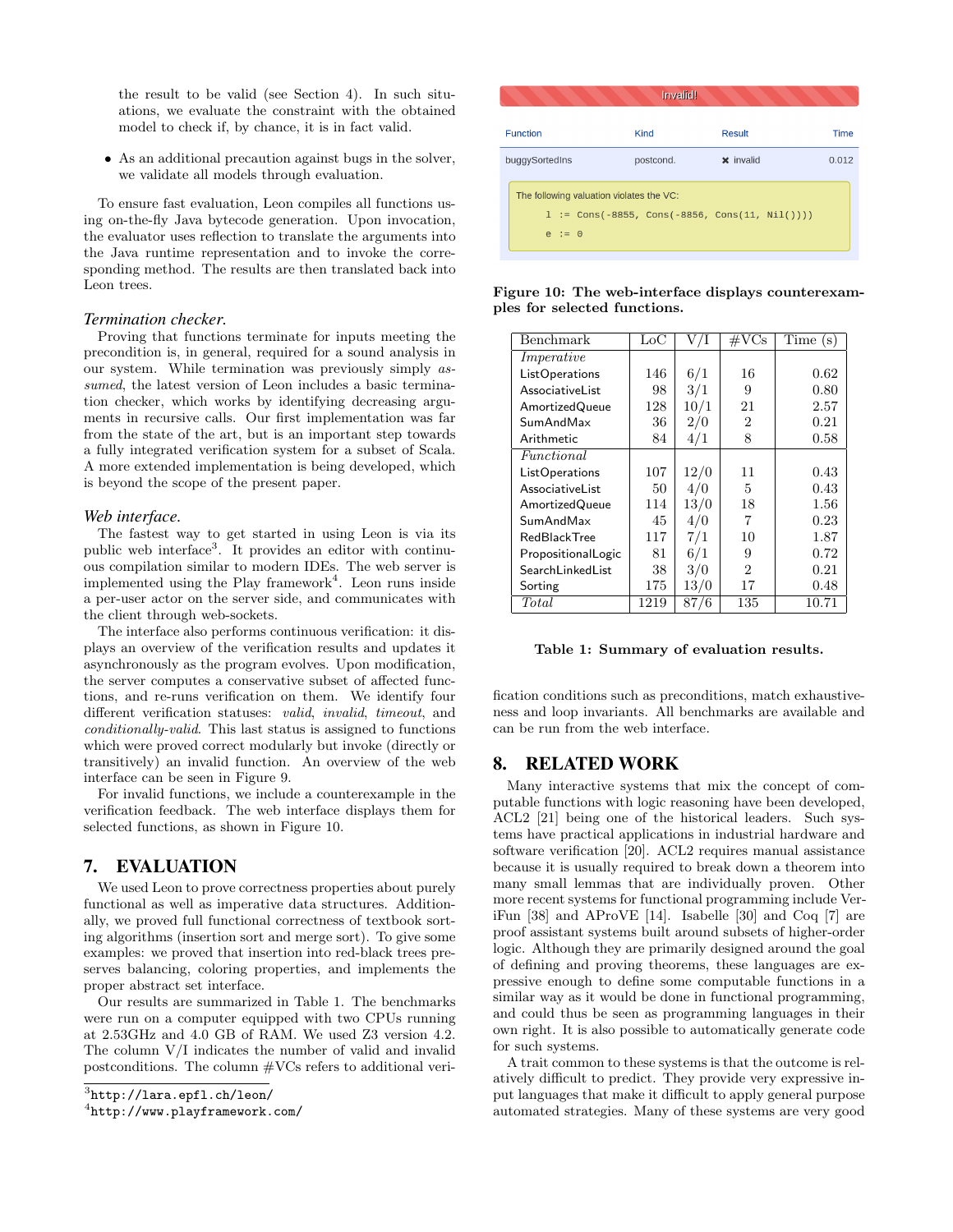the result to be valid (see Section 4). In such situations, we evaluate the constraint with the obtained model to check if, by chance, it is in fact valid.

- As an additional precaution against bugs in the solver, we validate all models through evaluation.

To ensure fast evaluation, Leon compiles all functions using on-the-fly Java bytecode generation. Upon invocation, the evaluator uses reflection to translate the arguments into the Java runtime representation and to invoke the corresponding method. The results are then translated back into Leon trees.

### *Termination checker.*

Proving that functions terminate for inputs meeting the precondition is, in general, required for a sound analysis in our system. While termination was previously simply *assumed*, the latest version of Leon includes a basic termination checker, which works by identifying decreasing arguments in recursive calls. Our first implementation was far from the state of the art, but is an important step towards a fully integrated verification system for a subset of Scala. A more extended implementation is being developed, which is beyond the scope of the present paper.

### *Web interface.*

The fastest way to get started in using Leon is via its public web interface[3]. It provides an editor with continuous compilation similar to modern IDEs. The web server is implemented using the Play framework[4]. Leon runs inside a per-user actor on the server side, and communicates with the client through web-sockets.

The interface also performs continuous verification: it displays an overview of the verification results and updates it asynchronously as the program evolves. Upon modification, the server computes a conservative subset of affected functions, and re-runs verification on them. We identify four different verification statuses: *valid*, *invalid*, *timeout*, and *conditionally-valid*. This last status is assigned to functions which were proved correct modularly but invoke (directly or transitively) an invalid function. An overview of the web interface can be seen in Figure 9.

For invalid functions, we include a counterexample in the verification feedback. The web interface displays them for selected functions, as shown in Figure 10.

## 7. EVALUATION

We used Leon to prove correctness properties about purely functional as well as imperative data structures. Additionally, we proved full functional correctness of textbook sorting algorithms (insertion sort and merge sort). To give some examples: we proved that insertion into red-black trees preserves balancing, coloring properties, and implements the proper abstract set interface.

Our results are summarized in Table 1. The benchmarks were run on a computer equipped with two CPUs running at 2.53GHz and 4.0 GB of RAM. We used Z3 version 4.2. The column V/I indicates the number of valid and invalid postconditions. The column #VCs refers to additional verification conditions such as preconditions, match exhaustiveness and loop invariants. All benchmarks are available and can be run from the web interface.

[3] http://lara.epfl.ch/leon/

[4] http://www.playframework.com/

Invalid!

| Function | Kind | Result | Time |
|---|---|---|---|
| buggySortedIns | postcond. | ✖ invalid | 0.012 |

The following valuation violates the VC:

```
l := Cons(-8855, Cons(-8856, Cons(11, Nil())))
e := 0
```

**Figure 10: The web-interface displays counterexamples for selected functions.**

| Benchmark | LoC | V/I | #VCs | Time (s) |
|---|---|---|---|---|
| *Imperative* | | | | |
| ListOperations | 146 | 6/1 | 16 | 0.62 |
| AssociativeList | 98 | 3/1 | 9 | 0.80 |
| AmortizedQueue | 128 | 10/1 | 21 | 2.57 |
| SumAndMax | 36 | 2/0 | 2 | 0.21 |
| Arithmetic | 84 | 4/1 | 8 | 0.58 |
| *Functional* | | | | |
| ListOperations | 107 | 12/0 | 11 | 0.43 |
| AssociativeList | 50 | 4/0 | 5 | 0.43 |
| AmortizedQueue | 114 | 13/0 | 18 | 1.56 |
| SumAndMax | 45 | 4/0 | 7 | 0.23 |
| RedBlackTree | 117 | 7/1 | 10 | 1.87 |
| PropositionalLogic | 81 | 6/1 | 9 | 0.72 |
| SearchLinkedList | 38 | 3/0 | 2 | 0.21 |
| Sorting | 175 | 13/0 | 17 | 0.48 |
| *Total* | 1219 | 87/6 | 135 | 10.71 |

**Table 1: Summary of evaluation results.**

## 8. RELATED WORK

Many interactive systems that mix the concept of computable functions with logic reasoning have been developed, ACL2 [21] being one of the historical leaders. Such systems have practical applications in industrial hardware and software verification [20]. ACL2 requires manual assistance because it is usually required to break down a theorem into many small lemmas that are individually proven. Other more recent systems for functional programming include VeriFun [38] and AProVE [14]. Isabelle [30] and Coq [7] are proof assistant systems built around subsets of higher-order logic. Although they are primarily designed around the goal of defining and proving theorems, these languages are expressive enough to define some computable functions in a similar way as it would be done in functional programming, and could thus be seen as programming languages in their own right. It is also possible to automatically generate code for such systems.

A trait common to these systems is that the outcome is relatively difficult to predict. They provide very expressive input languages that make it difficult to apply general purpose automated strategies. Many of these systems are very good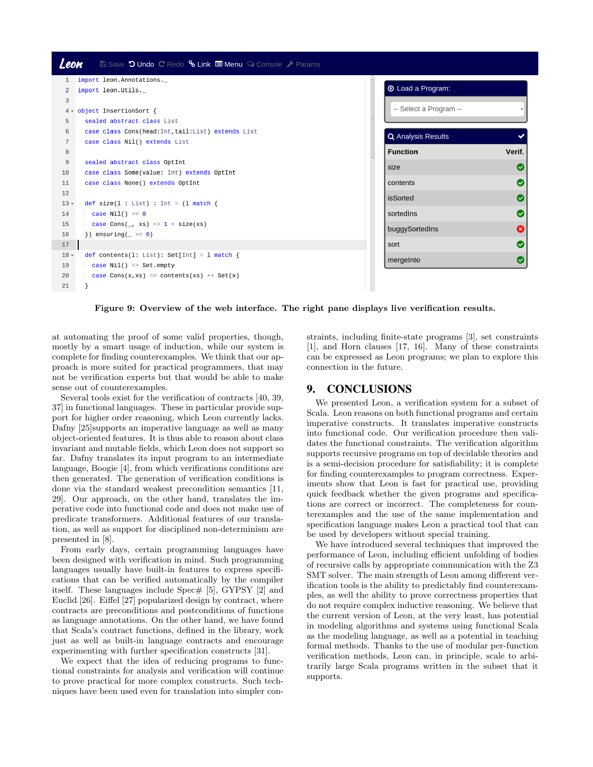Leon   Save  Undo  Redo  Link  Menu  Console  Params

```
import leon.Annotations._
import leon.Utils._

object InsertionSort {
  sealed abstract class List
  case class Cons(head:Int,tail:List) extends List
  case class Nil() extends List

  sealed abstract class OptInt
  case class Some(value: Int) extends OptInt
  case class None() extends OptInt

  def size(l : List) : Int = (l match {
    case Nil() => 0
    case Cons(_, xs) => 1 + size(xs)
  }) ensuring(_ >= 0)

  def contents(l: List): Set[Int] = l match {
    case Nil() => Set.empty
    case Cons(x,xs) => contents(xs) ++ Set(x)
  }
```

Load a Program:

-- Select a Program --

Analysis Results

| Function | Verif. |
|---|---|
| size | ✓ |
| contents | ✓ |
| isSorted | ✓ |
| sortedIns | ✓ |
| buggySortedIns | ✗ |
| sort | ✓ |
| mergeInto | ✓ |

**Figure 9: Overview of the web interface. The right pane displays live verification results.**

at automating the proof of some valid properties, though, mostly by a smart usage of induction, while our system is complete for finding counterexamples. We think that our approach is more suited for practical programmers, that may not be verification experts but that would be able to make sense out of counterexamples.

Several tools exist for the verification of contracts [40, 39, 37] in functional languages. These in particular provide support for higher order reasoning, which Leon currently lacks. Dafny [25]supports an imperative language as well as many object-oriented features. It is thus able to reason about class invariant and mutable fields, which Leon does not support so far. Dafny translates its input program to an intermediate language, Boogie [4], from which verifications conditions are then generated. The generation of verification conditions is done via the standard weakest precondition semantics [11, 29]. Our approach, on the other hand, translates the imperative code into functional code and does not make use of predicate transformers. Additional features of our translation, as well as support for disciplined non-determinism are presented in [8].

From early days, certain programming languages have been designed with verification in mind. Such programming languages usually have built-in features to express specifications that can be verified automatically by the compiler itself. These languages include Spec# [5], GYPSY [2] and Euclid [26]. Eiffel [27] popularized design by contract, where contracts are preconditions and postconditions of functions as language annotations. On the other hand, we have found that Scala's contract functions, defined in the library, work just as well as built-in language contracts and encourage experimenting with further specification constructs [31].

We expect that the idea of reducing programs to functional constraints for analysis and verification will continue to prove practical for more complex constructs. Such techniques have been used even for translation into simpler constraints, including finite-state programs [3], set constraints [1], and Horn clauses [17, 16]. Many of these constraints can be expressed as Leon programs; we plan to explore this connection in the future.

## 9. CONCLUSIONS

We presented Leon, a verification system for a subset of Scala. Leon reasons on both functional programs and certain imperative constructs. It translates imperative constructs into functional code. Our verification procedure then validates the functional constraints. The verification algorithm supports recursive programs on top of decidable theories and is a semi-decision procedure for satisfiability; it is complete for finding counterexamples to program correctness. Experiments show that Leon is fast for practical use, providing quick feedback whether the given programs and specifications are correct or incorrect. The completeness for counterexamples and the use of the same implementation and specification language makes Leon a practical tool that can be used by developers without special training.

We have introduced several techniques that improved the performance of Leon, including efficient unfolding of bodies of recursive calls by appropriate communication with the Z3 SMT solver. The main strength of Leon among different verification tools is the ability to predictably find counterexamples, as well the ability to prove correctness properties that do not require complex inductive reasoning. We believe that the current version of Leon, at the very least, has potential in modeling algorithms and systems using functional Scala as the modeling language, as well as a potential in teaching formal methods. Thanks to the use of modular per-function verification methods, Leon can, in principle, scale to arbitrarily large Scala programs written in the subset that it supports.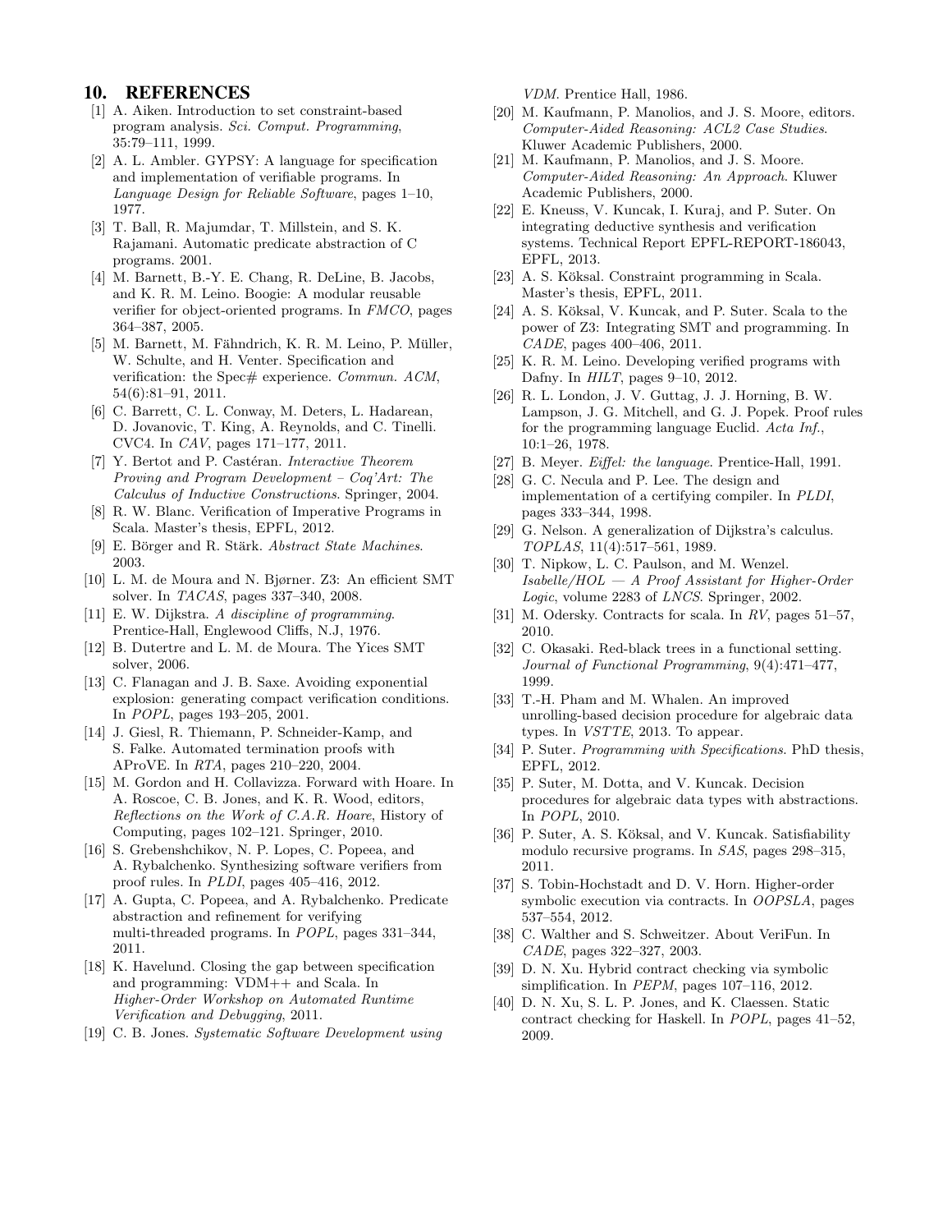## 10. REFERENCES

[1] A. Aiken. Introduction to set constraint-based program analysis. *Sci. Comput. Programming*, 35:79–111, 1999.

[2] A. L. Ambler. GYPSY: A language for specification and implementation of verifiable programs. In *Language Design for Reliable Software*, pages 1–10, 1977.

[3] T. Ball, R. Majumdar, T. Millstein, and S. K. Rajamani. Automatic predicate abstraction of C programs. 2001.

[4] M. Barnett, B.-Y. E. Chang, R. DeLine, B. Jacobs, and K. R. M. Leino. Boogie: A modular reusable verifier for object-oriented programs. In *FMCO*, pages 364–387, 2005.

[5] M. Barnett, M. Fähndrich, K. R. M. Leino, P. Müller, W. Schulte, and H. Venter. Specification and verification: the Spec# experience. *Commun. ACM*, 54(6):81–91, 2011.

[6] C. Barrett, C. L. Conway, M. Deters, L. Hadarean, D. Jovanovic, T. King, A. Reynolds, and C. Tinelli. CVC4. In *CAV*, pages 171–177, 2011.

[7] Y. Bertot and P. Castéran. *Interactive Theorem Proving and Program Development – Coq'Art: The Calculus of Inductive Constructions*. Springer, 2004.

[8] R. W. Blanc. Verification of Imperative Programs in Scala. Master's thesis, EPFL, 2012.

[9] E. Börger and R. Stärk. *Abstract State Machines*. 2003.

[10] L. M. de Moura and N. Bjørner. Z3: An efficient SMT solver. In *TACAS*, pages 337–340, 2008.

[11] E. W. Dijkstra. *A discipline of programming*. Prentice-Hall, Englewood Cliffs, N.J, 1976.

[12] B. Dutertre and L. M. de Moura. The Yices SMT solver, 2006.

[13] C. Flanagan and J. B. Saxe. Avoiding exponential explosion: generating compact verification conditions. In *POPL*, pages 193–205, 2001.

[14] J. Giesl, R. Thiemann, P. Schneider-Kamp, and S. Falke. Automated termination proofs with AProVE. In *RTA*, pages 210–220, 2004.

[15] M. Gordon and H. Collavizza. Forward with Hoare. In A. Roscoe, C. B. Jones, and K. R. Wood, editors, *Reflections on the Work of C.A.R. Hoare*, History of Computing, pages 102–121. Springer, 2010.

[16] S. Grebenshchikov, N. P. Lopes, C. Popeea, and A. Rybalchenko. Synthesizing software verifiers from proof rules. In *PLDI*, pages 405–416, 2012.

[17] A. Gupta, C. Popeea, and A. Rybalchenko. Predicate abstraction and refinement for verifying multi-threaded programs. In *POPL*, pages 331–344, 2011.

[18] K. Havelund. Closing the gap between specification and programming: VDM++ and Scala. In *Higher-Order Workshop on Automated Runtime Verification and Debugging*, 2011.

[19] C. B. Jones. *Systematic Software Development using VDM*. Prentice Hall, 1986.

[20] M. Kaufmann, P. Manolios, and J. S. Moore, editors. *Computer-Aided Reasoning: ACL2 Case Studies*. Kluwer Academic Publishers, 2000.

[21] M. Kaufmann, P. Manolios, and J. S. Moore. *Computer-Aided Reasoning: An Approach*. Kluwer Academic Publishers, 2000.

[22] E. Kneuss, V. Kuncak, I. Kuraj, and P. Suter. On integrating deductive synthesis and verification systems. Technical Report EPFL-REPORT-186043, EPFL, 2013.

[23] A. S. Köksal. Constraint programming in Scala. Master's thesis, EPFL, 2011.

[24] A. S. Köksal, V. Kuncak, and P. Suter. Scala to the power of Z3: Integrating SMT and programming. In *CADE*, pages 400–406, 2011.

[25] K. R. M. Leino. Developing verified programs with Dafny. In *HILT*, pages 9–10, 2012.

[26] R. L. London, J. V. Guttag, J. J. Horning, B. W. Lampson, J. G. Mitchell, and G. J. Popek. Proof rules for the programming language Euclid. *Acta Inf.*, 10:1–26, 1978.

[27] B. Meyer. *Eiffel: the language*. Prentice-Hall, 1991.

[28] G. C. Necula and P. Lee. The design and implementation of a certifying compiler. In *PLDI*, pages 333–344, 1998.

[29] G. Nelson. A generalization of Dijkstra's calculus. *TOPLAS*, 11(4):517–561, 1989.

[30] T. Nipkow, L. C. Paulson, and M. Wenzel. *Isabelle/HOL — A Proof Assistant for Higher-Order Logic*, volume 2283 of *LNCS*. Springer, 2002.

[31] M. Odersky. Contracts for scala. In *RV*, pages 51–57, 2010.

[32] C. Okasaki. Red-black trees in a functional setting. *Journal of Functional Programming*, 9(4):471–477, 1999.

[33] T.-H. Pham and M. Whalen. An improved unrolling-based decision procedure for algebraic data types. In *VSTTE*, 2013. To appear.

[34] P. Suter. *Programming with Specifications*. PhD thesis, EPFL, 2012.

[35] P. Suter, M. Dotta, and V. Kuncak. Decision procedures for algebraic data types with abstractions. In *POPL*, 2010.

[36] P. Suter, A. S. Köksal, and V. Kuncak. Satisfiability modulo recursive programs. In *SAS*, pages 298–315, 2011.

[37] S. Tobin-Hochstadt and D. V. Horn. Higher-order symbolic execution via contracts. In *OOPSLA*, pages 537–554, 2012.

[38] C. Walther and S. Schweitzer. About VeriFun. In *CADE*, pages 322–327, 2003.

[39] D. N. Xu. Hybrid contract checking via symbolic simplification. In *PEPM*, pages 107–116, 2012.

[40] D. N. Xu, S. L. P. Jones, and K. Claessen. Static contract checking for Haskell. In *POPL*, pages 41–52, 2009.